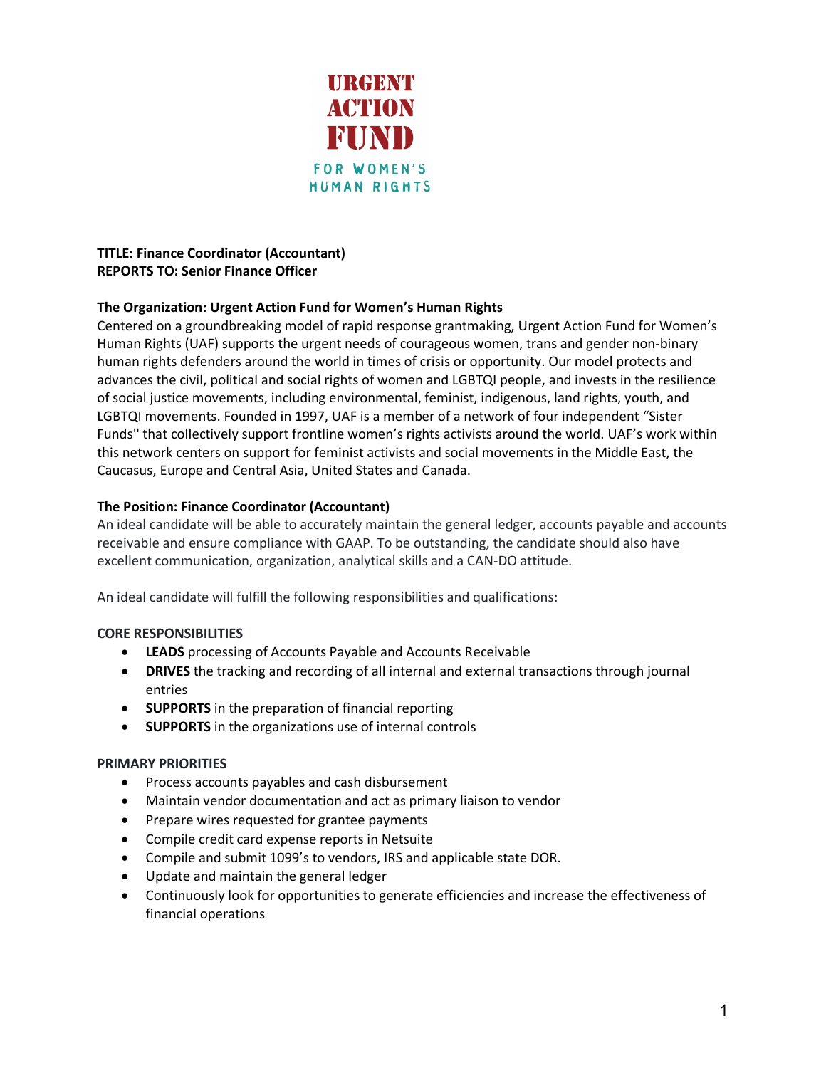URGENT ACTION FUND

FOR WOMEN'S HUMAN RIGHTS

**TITLE: Finance Coordinator (Accountant)**
**REPORTS TO: Senior Finance Officer**

**The Organization: Urgent Action Fund for Women's Human Rights**

Centered on a groundbreaking model of rapid response grantmaking, Urgent Action Fund for Women's Human Rights (UAF) supports the urgent needs of courageous women, trans and gender non-binary human rights defenders around the world in times of crisis or opportunity. Our model protects and advances the civil, political and social rights of women and LGBTQI people, and invests in the resilience of social justice movements, including environmental, feminist, indigenous, land rights, youth, and LGBTQI movements. Founded in 1997, UAF is a member of a network of four independent "Sister Funds'' that collectively support frontline women's rights activists around the world. UAF's work within this network centers on support for feminist activists and social movements in the Middle East, the Caucasus, Europe and Central Asia, United States and Canada.

**The Position: Finance Coordinator (Accountant)**

An ideal candidate will be able to accurately maintain the general ledger, accounts payable and accounts receivable and ensure compliance with GAAP. To be outstanding, the candidate should also have excellent communication, organization, analytical skills and a CAN-DO attitude.

An ideal candidate will fulfill the following responsibilities and qualifications:

**CORE RESPONSIBILITIES**

- **LEADS** processing of Accounts Payable and Accounts Receivable
- **DRIVES** the tracking and recording of all internal and external transactions through journal entries
- **SUPPORTS** in the preparation of financial reporting
- **SUPPORTS** in the organizations use of internal controls

**PRIMARY PRIORITIES**

- Process accounts payables and cash disbursement
- Maintain vendor documentation and act as primary liaison to vendor
- Prepare wires requested for grantee payments
- Compile credit card expense reports in Netsuite
- Compile and submit 1099's to vendors, IRS and applicable state DOR.
- Update and maintain the general ledger
- Continuously look for opportunities to generate efficiencies and increase the effectiveness of financial operations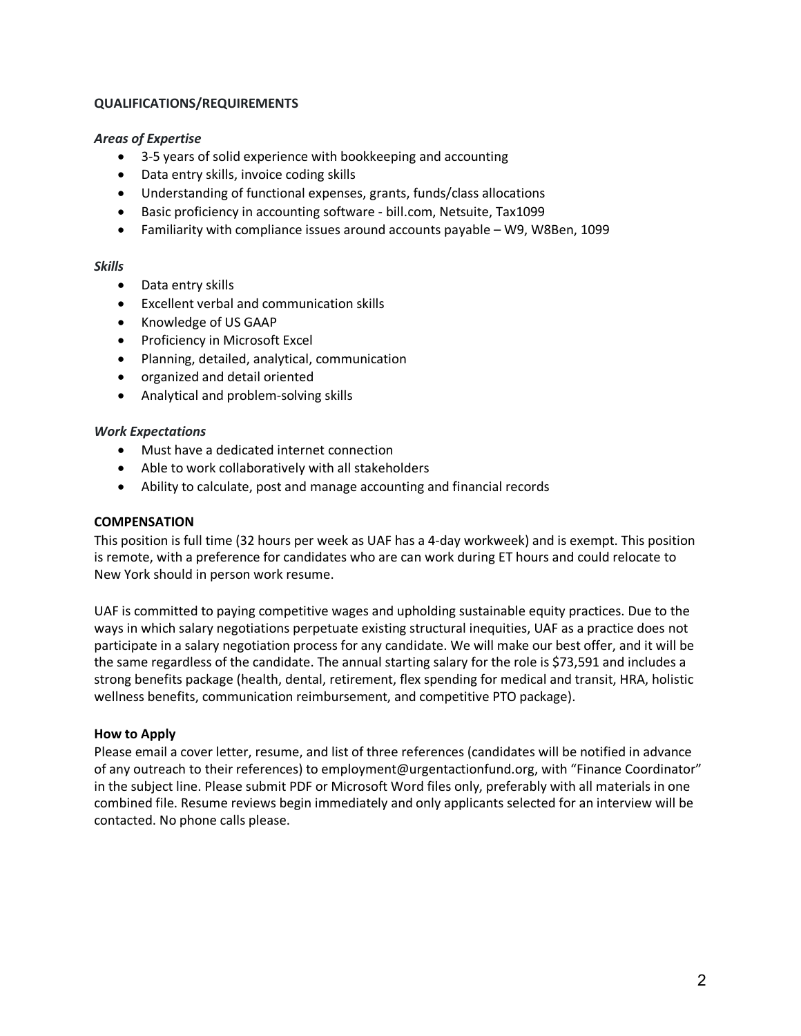**QUALIFICATIONS/REQUIREMENTS**

*Areas of Expertise*

- 3-5 years of solid experience with bookkeeping and accounting
- Data entry skills, invoice coding skills
- Understanding of functional expenses, grants, funds/class allocations
- Basic proficiency in accounting software - bill.com, Netsuite, Tax1099
- Familiarity with compliance issues around accounts payable – W9, W8Ben, 1099

*Skills*

- Data entry skills
- Excellent verbal and communication skills
- Knowledge of US GAAP
- Proficiency in Microsoft Excel
- Planning, detailed, analytical, communication
- organized and detail oriented
- Analytical and problem-solving skills

*Work Expectations*

- Must have a dedicated internet connection
- Able to work collaboratively with all stakeholders
- Ability to calculate, post and manage accounting and financial records

**COMPENSATION**

This position is full time (32 hours per week as UAF has a 4-day workweek) and is exempt. This position is remote, with a preference for candidates who are can work during ET hours and could relocate to New York should in person work resume.

UAF is committed to paying competitive wages and upholding sustainable equity practices. Due to the ways in which salary negotiations perpetuate existing structural inequities, UAF as a practice does not participate in a salary negotiation process for any candidate. We will make our best offer, and it will be the same regardless of the candidate. The annual starting salary for the role is $73,591 and includes a strong benefits package (health, dental, retirement, flex spending for medical and transit, HRA, holistic wellness benefits, communication reimbursement, and competitive PTO package).

**How to Apply**

Please email a cover letter, resume, and list of three references (candidates will be notified in advance of any outreach to their references) to employment@urgentactionfund.org, with "Finance Coordinator" in the subject line. Please submit PDF or Microsoft Word files only, preferably with all materials in one combined file. Resume reviews begin immediately and only applicants selected for an interview will be contacted. No phone calls please.